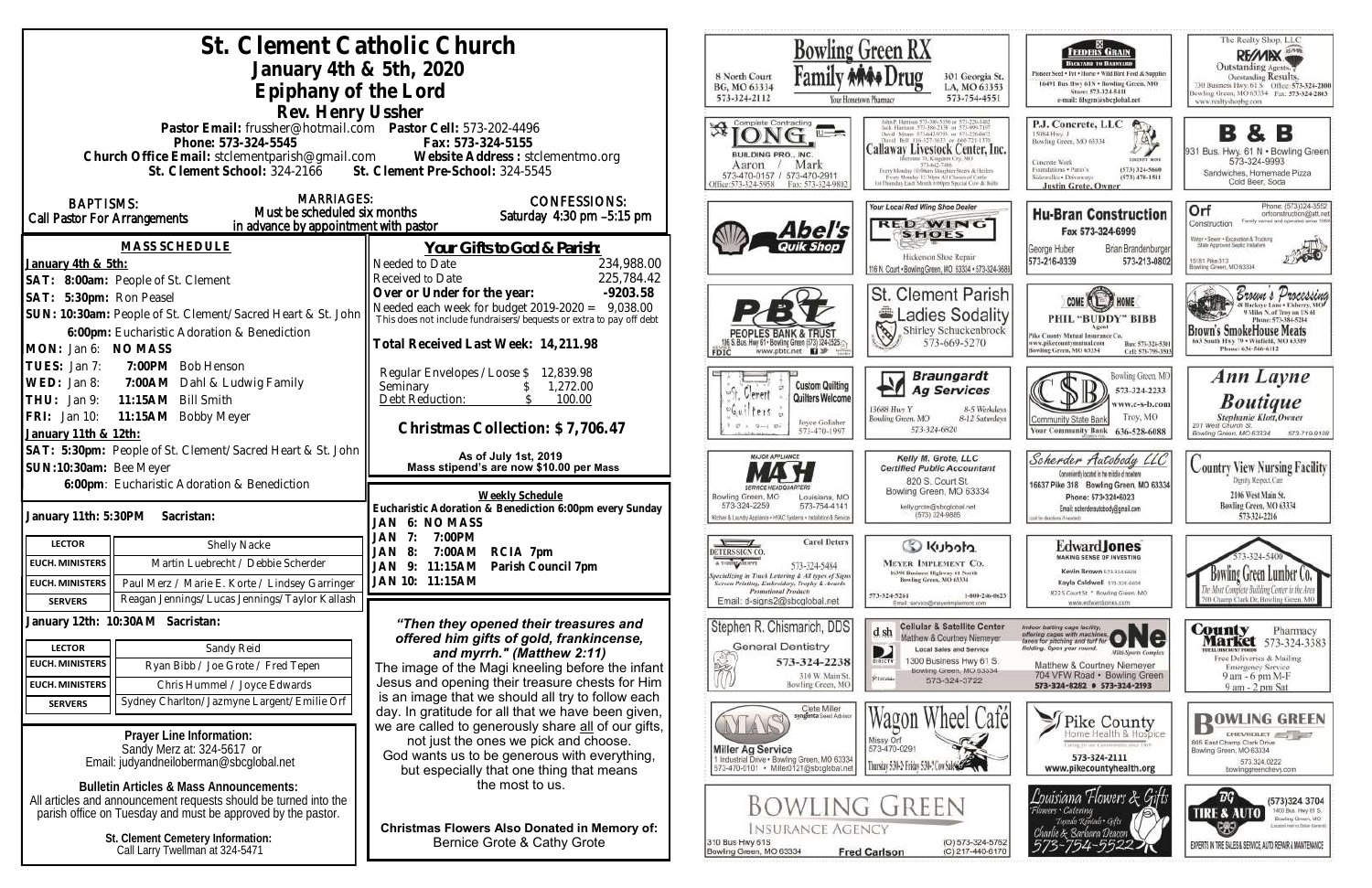# St. Clement Catholic Church

## January 4th & 5th, 2020

## Epiphany of the Lord

### Rev. Henry Ussher

Pastor Email: frussher@hotmail.com Pastor Cell: 573-202-4496
Phone: 573-324-5545 Fax: 573-324-5155
Church Office Email: stclementparish@gmail.com Website Address : stclementmo.org
St. Clement School: 324-2166 St. Clement Pre-School: 324-5545

**BAPTISMS:** Call Pastor For Arrangements

**MARRIAGES:** Must be scheduled six months in advance by appointment with pastor

**CONFESSIONS:** Saturday 4:30 pm –5:15 pm

## MASS SCHEDULE

**January 4th & 5th:**
SAT: 8:00am: People of St. Clement
SAT: 5:30pm: Ron Peasel
SUN: 10:30am: People of St. Clement/Sacred Heart & St. John
6:00pm: Eucharistic Adoration & Benediction
MON: Jan 6: NO MASS
TUES: Jan 7: 7:00PM Bob Henson
WED: Jan 8: 7:00AM Dahl & Ludwig Family
THU: Jan 9: 11:15AM Bill Smith
FRI: Jan 10: 11:15AM Bobby Meyer

**January 11th & 12th:**
SAT: 5:30pm: People of St. Clement/Sacred Heart & St. John
SUN:10:30am: Bee Meyer
6:00pm: Eucharistic Adoration & Benediction

**January 11th: 5:30PM Sacristan:**

| | |
|---|---|
| LECTOR | Shelly Nacke |
| EUCH. MINISTERS | Martin Luebrecht / Debbie Scherder |
| EUCH. MINISTERS | Paul Merz / Marie E. Korte / Lindsey Garringer |
| SERVERS | Reagan Jennings/Lucas Jennings/Taylor Kallash |

**January 12th: 10:30AM Sacristan:**

| | |
|---|---|
| LECTOR | Sandy Reid |
| EUCH. MINISTERS | Ryan Bibb / Joe Grote / Fred Tepen |
| EUCH. MINISTERS | Chris Hummel / Joyce Edwards |
| SERVERS | Sydney Charlton/Jazmyne Largent/Emilie Orf |

**Prayer Line Information:**
Sandy Merz at: 324-5617 or
Email: judyandneiloberman@sbcglobal.net

**Bulletin Articles & Mass Announcements:**
All articles and announcement requests should be turned into the parish office on Tuesday and must be approved by the pastor.

**St. Clement Cemetery Information:**
Call Larry Twellman at 324-5471

## Your Gifts to God & Parish:

| | |
|---|---|
| Needed to Date | 234,988.00 |
| Received to Date | 225,784.42 |
| Over or Under for the year: | -9203.58 |
| Needed each week for budget 2019-2020 = | 9,038.00 |

This does not include fundraisers/bequests or extra to pay off debt

**Total Received Last Week: 14,211.98**

| | |
|---|---|
| Regular Envelopes/Loose $ | 12,839.98 |
| Seminary $ | 1,272.00 |
| Debt Reduction: $ | 100.00 |

**Christmas Collection: $7,706.47**

**As of July 1st, 2019**
**Mass stipend's are now $10.00 per Mass**

**Weekly Schedule**
Eucharistic Adoration & Benediction 6:00pm every Sunday
JAN 6: NO MASS
JAN 7: 7:00PM
JAN 8: 7:00AM RCIA 7pm
JAN 9: 11:15AM Parish Council 7pm
JAN 10: 11:15AM

*"Then they opened their treasures and offered him gifts of gold, frankincense, and myrrh." (Matthew 2:11)*

The image of the Magi kneeling before the infant Jesus and opening their treasure chests for Him is an image that we should all try to follow each day. In gratitude for all that we have been given, we are called to generously share all of our gifts, not just the ones we pick and choose. God wants us to be generous with everything, but especially that one thing that means the most to us.

**Christmas Flowers Also Donated in Memory of:**
Bernice Grote & Cathy Grote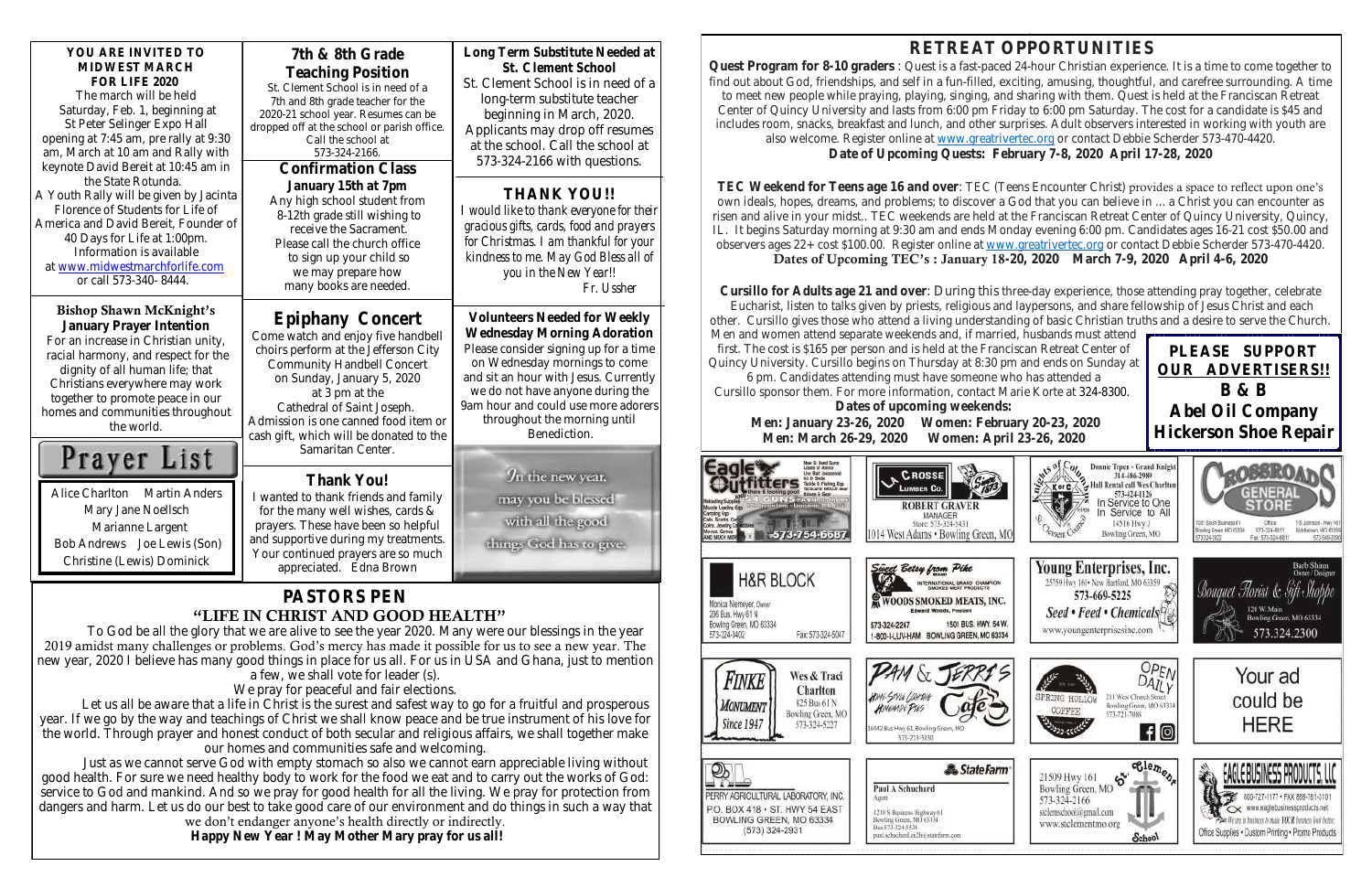**YOU ARE INVITED TO MIDWEST MARCH FOR LIFE 2020**

The march will be held Saturday, Feb. 1, beginning at St Peter Selinger Expo Hall opening at 7:45 am, pre rally at 9:30 am, March at 10 am and Rally with keynote David Bereit at 10:45 am in the State Rotunda.

A Youth Rally will be given by Jacinta Florence of Students for Life of America and David Bereit, Founder of 40 Days for Life at 1:00pm.

Information is available at www.midwestmarchforlife.com or call 573-340- 8444.

**Bishop Shawn McKnight's January Prayer Intention**

For an increase in Christian unity, racial harmony, and respect for the dignity of all human life; that Christians everywhere may work together to promote peace in our homes and communities throughout the world.

## Prayer List

Alice Charlton   Martin Anders
Mary Jane Noellsch
Marianne Largent
Bob Andrews   Joe Lewis (Son)
Christine (Lewis) Dominick

**7th & 8th Grade Teaching Position**

St. Clement School is in need of a 7th and 8th grade teacher for the 2020-21 school year. Resumes can be dropped off at the school or parish office. Call the school at 573-324-2166.

**Confirmation Class**

**January 15th at 7pm**

Any high school student from 8-12th grade still wishing to receive the Sacrament. Please call the church office to sign up your child so we may prepare how many books are needed.

**Epiphany Concert**

Come watch and enjoy five handbell choirs perform at the Jefferson City Community Handbell Concert on Sunday, January 5, 2020 at 3 pm at the Cathedral of Saint Joseph. Admission is one canned food item or cash gift, which will be donated to the Samaritan Center.

**Thank You!**

I wanted to thank friends and family for the many well wishes, cards & prayers. These have been so helpful and supportive during my treatments. Your continued prayers are so much appreciated.   Edna Brown

**Long Term Substitute Needed at St. Clement School**

St. Clement School is in need of a long-term substitute teacher beginning in March, 2020. Applicants may drop off resumes at the school. Call the school at 573-324-2166 with questions.

**THANK YOU!!**

*I would like to thank everyone for their gracious gifts, cards, food and prayers for Christmas. I am thankful for your kindness to me. May God Bless all of you in the New Year!!*

*Fr. Ussher*

**Volunteers Needed for Weekly Wednesday Morning Adoration**

Please consider signing up for a time on Wednesday mornings to come and sit an hour with Jesus. Currently we do not have anyone during the 9am hour and could use more adorers throughout the morning until Benediction.

*In the new year, may you be blessed with all the good things God has to give.*

## PASTORS PEN

### "LIFE IN CHRIST AND GOOD HEALTH"

To God be all the glory that we are alive to see the year 2020. Many were our blessings in the year 2019 amidst many challenges or problems. God's mercy has made it possible for us to see a new year. The new year, 2020 I believe has many good things in place for us all. For us in USA and Ghana, just to mention a few, we shall vote for leader (s).

We pray for peaceful and fair elections.

Let us all be aware that a life in Christ is the surest and safest way to go for a fruitful and prosperous year. If we go by the way and teachings of Christ we shall know peace and be true instrument of his love for the world. Through prayer and honest conduct of both secular and religious affairs, we shall together make our homes and communities safe and welcoming.

Just as we cannot serve God with empty stomach so also we cannot earn appreciable living without good health. For sure we need healthy body to work for the food we eat and to carry out the works of God: service to God and mankind. And so we pray for good health for all the living. We pray for protection from dangers and harm. Let us do our best to take good care of our environment and do things in such a way that we don't endanger anyone's health directly or indirectly.

**Happy New Year ! May Mother Mary pray for us all!**

## RETREAT OPPORTUNITIES

**Quest Program for 8-10 graders** : Quest is a fast-paced 24-hour Christian experience. It is a time to come together to find out about God, friendships, and self in a fun-filled, exciting, amusing, thoughtful, and carefree surrounding. A time to meet new people while praying, playing, singing, and sharing with them. Quest is held at the Franciscan Retreat Center of Quincy University and lasts from 6:00 pm Friday to 6:00 pm Saturday. The cost for a candidate is $45 and includes room, snacks, breakfast and lunch, and other surprises. Adult observers interested in working with youth are also welcome. Register online at www.greatrivertec.org or contact Debbie Scherder 573-470-4420.

**Date of Upcoming Quests: February 7-8, 2020 April 17-28, 2020**

**TEC Weekend for Teens age 16 and over**: TEC (Teens Encounter Christ) provides a space to reflect upon one's own ideals, hopes, dreams, and problems; to discover a God that you can believe in … a Christ you can encounter as risen and alive in your midst.. TEC weekends are held at the Franciscan Retreat Center of Quincy University, Quincy, IL. It begins Saturday morning at 9:30 am and ends Monday evening 6:00 pm. Candidates ages 16-21 cost $50.00 and observers ages 22+ cost $100.00. Register online at www.greatrivertec.org or contact Debbie Scherder 573-470-4420.

**Dates of Upcoming TEC's : January 18-20, 2020 March 7-9, 2020 April 4-6, 2020**

**Cursillo for Adults age 21 and over**: During this three-day experience, those attending pray together, celebrate Eucharist, listen to talks given by priests, religious and laypersons, and share fellowship of Jesus Christ and each other. Cursillo gives those who attend a living understanding of basic Christian truths and a desire to serve the Church. Men and women attend separate weekends and, if married, husbands must attend first. The cost is $165 per person and is held at the Franciscan Retreat Center of Quincy University. Cursillo begins on Thursday at 8:30 pm and ends on Sunday at 6 pm. Candidates attending must have someone who has attended a Cursillo sponsor them. For more information, contact Marie Korte at 324-8300.

**Dates of upcoming weekends:**

**Men: January 23-26, 2020   Women: February 20-23, 2020**
**Men: March 26-29, 2020   Women: April 23-26, 2020**

**PLEASE SUPPORT OUR ADVERTISERS!!**

**B & B**
**Abel Oil Company**
**Hickerson Shoe Repair**

Eagle Outfitters — 573-754-6687

Crosse Lumber Co. — Robert Graver, Manager — Store: 573-324-5431 — 1014 West Adams • Bowling Green, MO

Knights of Columbus St. Clement Council — Donnie Teper - Grand Knight 314-486-2980 — Hall Rental call Wes Charlton 573-424-1126 — In Service to One, In Service to All — 14516 Hwy J, Bowling Green, MO

Crossroads General Store — 1001 South Business 61, Bowling Green MO 63334 — 573-324-3922 — Office 573-324-6811 — Fax: 573-324-6811 — 110 Johnson - Hwy 161, Middletown, MO 63359 — 573-549-2099

H&R Block — Monica Niemeyer, Owner — 206 Bus. Hwy 61 N, Bowling Green, MO 63334 — 573-324-3402 — Fax: 573-324-5047

Sweet Betsy from Pike — International Grand Champion Smoked Meat Products — Woods Smoked Meats, Inc. — Edward Woods, President — 573-324-2247 — 1501 Bus. Hwy. 54 W. — 1-800-I-LUV-HAM Bowling Green, MO 63334

Young Enterprises, Inc. — 25759 Hwy 161 • New Hartford, MO 63359 — 573-669-5225 — Seed • Feed • Chemicals — www.youngenterprisesinc.com

Bouquet Florist & Gift Shoppe — Barb Shaw, Owner / Designer — 121 W. Main, Bowling Green, MO 63334 — 573.324.2300

Finke Monument Since 1947 — Wes & Traci Charlton — 825 Bus 61 N, Bowling Green, MO — 573-324-5227

Pam & Jerry's Cafe — Home-Style Cooking, Homemade Pies — 14442 Bus Hwy 61, Bowling Green, MO — 573-233-5930

Spring Hollow Coffee — Open Daily — 211 West Church Street, Bowling Green, MO 63334 — 573-721-7008

Your ad could be HERE

Perry Agricultural Laboratory, Inc. — P.O. Box 418 • St. Hwy 54 East, Bowling Green, MO 63334 — (573) 324-2931

State Farm — Paul A Schuchard, Agent — 1210 S Business Highway 61, Bowling Green, MO 63334 — Bus 573-324-5534 — paul.schuchard.es2b@statefarm.com

St. Clement School — 21509 Hwy 161, Bowling Green, MO — 573-324-2166 — stclementschool@gmail.com — www.stclementmo.org

Eagle Business Products, LLC — 800-727-1177 • FAX 888-781-3101 — www.eaglebusinessproducts.net — We are in business to make YOUR business look better. — Office Supplies • Custom Printing • Promo Products